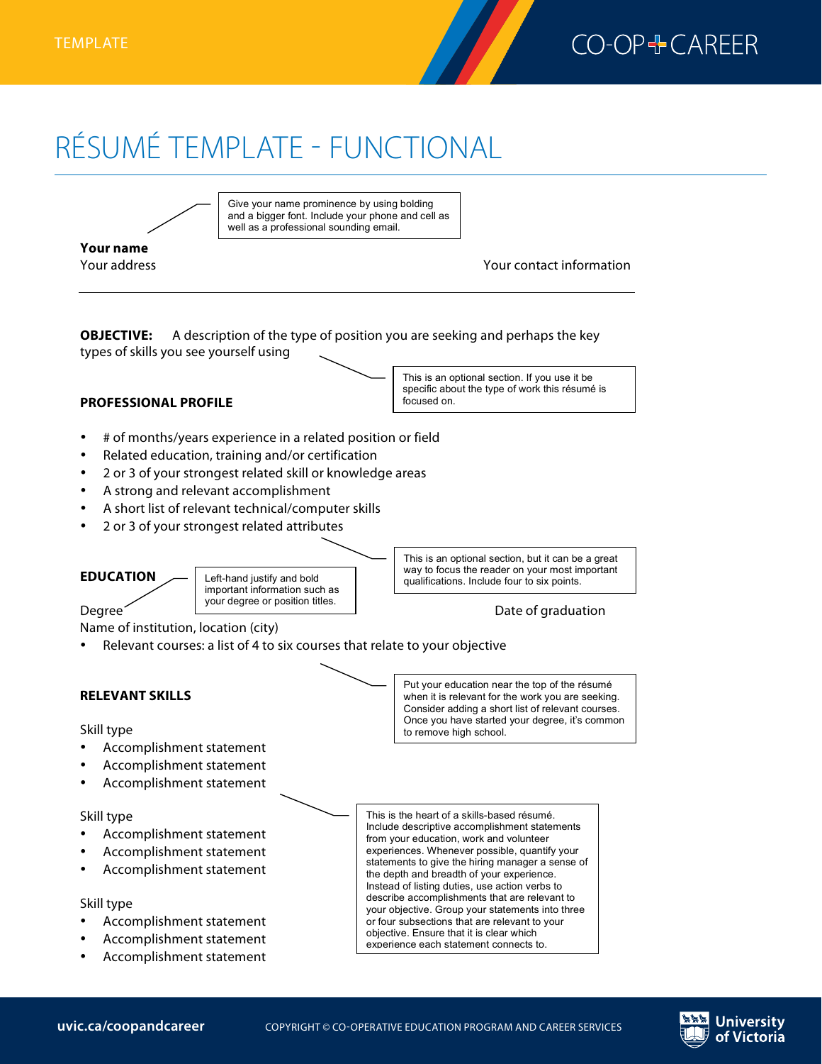TEMPLATE

CO-OP + CAREER

# RÉSUMÉ TEMPLATE - FUNCTIONAL

> Give your name prominence by using bolding and a bigger font. Include your phone and cell as well as a professional sounding email.

**Your name**
Your address — Your contact information

---

**OBJECTIVE:** A description of the type of position you are seeking and perhaps the key types of skills you see yourself using

> This is an optional section. If you use it be specific about the type of work this résumé is focused on.

**PROFESSIONAL PROFILE**

- # of months/years experience in a related position or field
- Related education, training and/or certification
- 2 or 3 of your strongest related skill or knowledge areas
- A strong and relevant accomplishment
- A short list of relevant technical/computer skills
- 2 or 3 of your strongest related attributes

> This is an optional section, but it can be a great way to focus the reader on your most important qualifications. Include four to six points.

**EDUCATION**

> Left-hand justify and bold important information such as your degree or position titles.

Degree — Date of graduation
Name of institution, location (city)

- Relevant courses: a list of 4 to six courses that relate to your objective

> Put your education near the top of the résumé when it is relevant for the work you are seeking. Consider adding a short list of relevant courses. Once you have started your degree, it's common to remove high school.

**RELEVANT SKILLS**

Skill type
- Accomplishment statement
- Accomplishment statement
- Accomplishment statement

Skill type
- Accomplishment statement
- Accomplishment statement
- Accomplishment statement

Skill type
- Accomplishment statement
- Accomplishment statement
- Accomplishment statement

> This is the heart of a skills-based résumé. Include descriptive accomplishment statements from your education, work and volunteer experiences. Whenever possible, quantify your statements to give the hiring manager a sense of the depth and breadth of your experience. Instead of listing duties, use action verbs to describe accomplishments that are relevant to your objective. Group your statements into three or four subsections that are relevant to your objective. Ensure that it is clear which experience each statement connects to.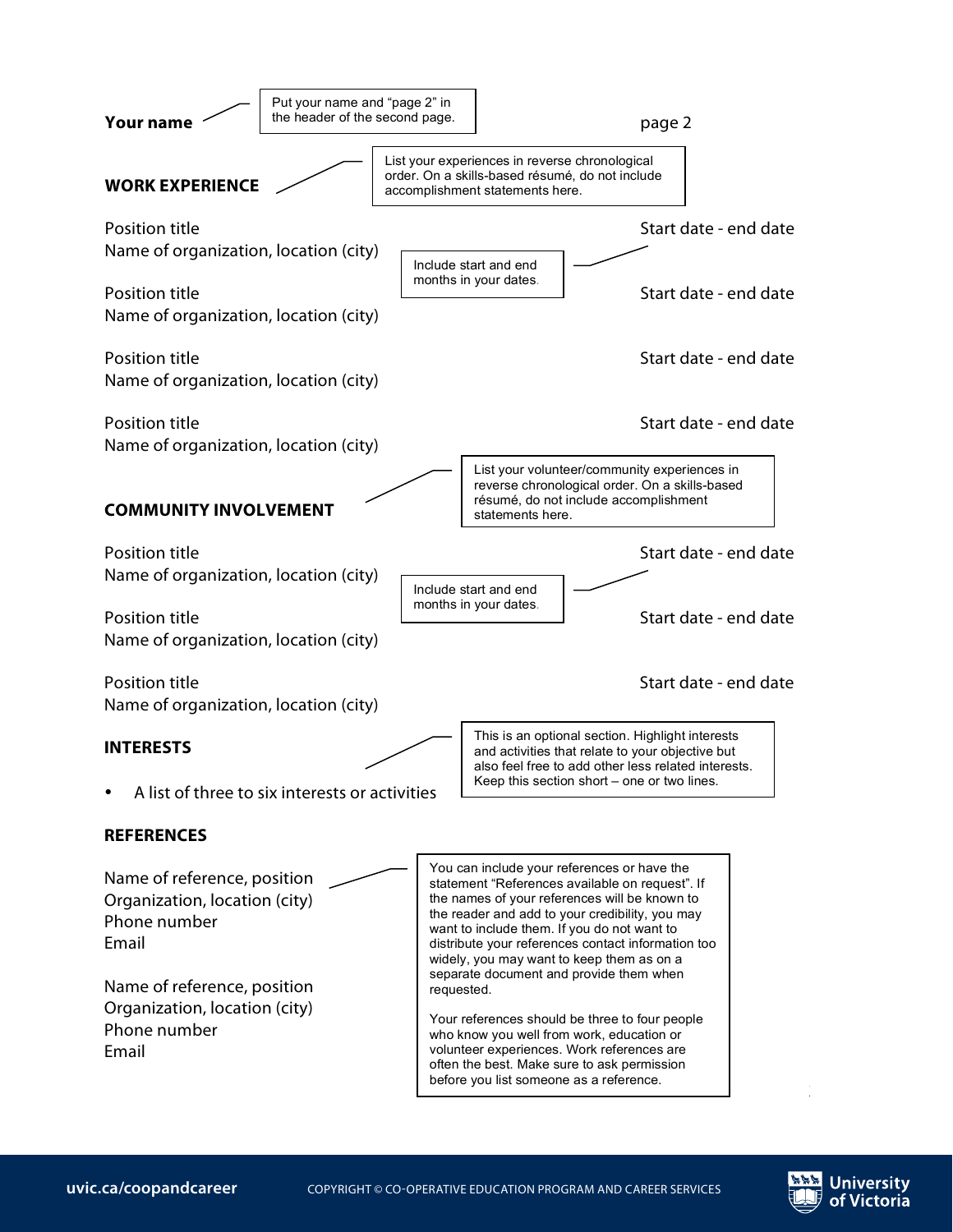**Your name**

> Put your name and "page 2" in the header of the second page.

page 2

## WORK EXPERIENCE

> List your experiences in reverse chronological order. On a skills-based résumé, do not include accomplishment statements here.

Position title  
Name of organization, location (city)  
Start date - end date

> Include start and end months in your dates.

Position title  
Name of organization, location (city)  
Start date - end date

Position title  
Name of organization, location (city)  
Start date - end date

Position title  
Name of organization, location (city)  
Start date - end date

## COMMUNITY INVOLVEMENT

> List your volunteer/community experiences in reverse chronological order. On a skills-based résumé, do not include accomplishment statements here.

Position title  
Name of organization, location (city)  
Start date - end date

> Include start and end months in your dates.

Position title  
Name of organization, location (city)  
Start date - end date

Position title  
Name of organization, location (city)  
Start date - end date

## INTERESTS

> This is an optional section. Highlight interests and activities that relate to your objective but also feel free to add other less related interests. Keep this section short – one or two lines.

- A list of three to six interests or activities

## REFERENCES

> You can include your references or have the statement "References available on request". If the names of your references will be known to the reader and add to your credibility, you may want to include them. If you do not want to distribute your references contact information too widely, you may want to keep them as on a separate document and provide them when requested.
>
> Your references should be three to four people who know you well from work, education or volunteer experiences. Work references are often the best. Make sure to ask permission before you list someone as a reference.

Name of reference, position  
Organization, location (city)  
Phone number  
Email

Name of reference, position  
Organization, location (city)  
Phone number  
Email

uvic.ca/coopandcareer

COPYRIGHT © CO-OPERATIVE EDUCATION PROGRAM AND CAREER SERVICES

University of Victoria